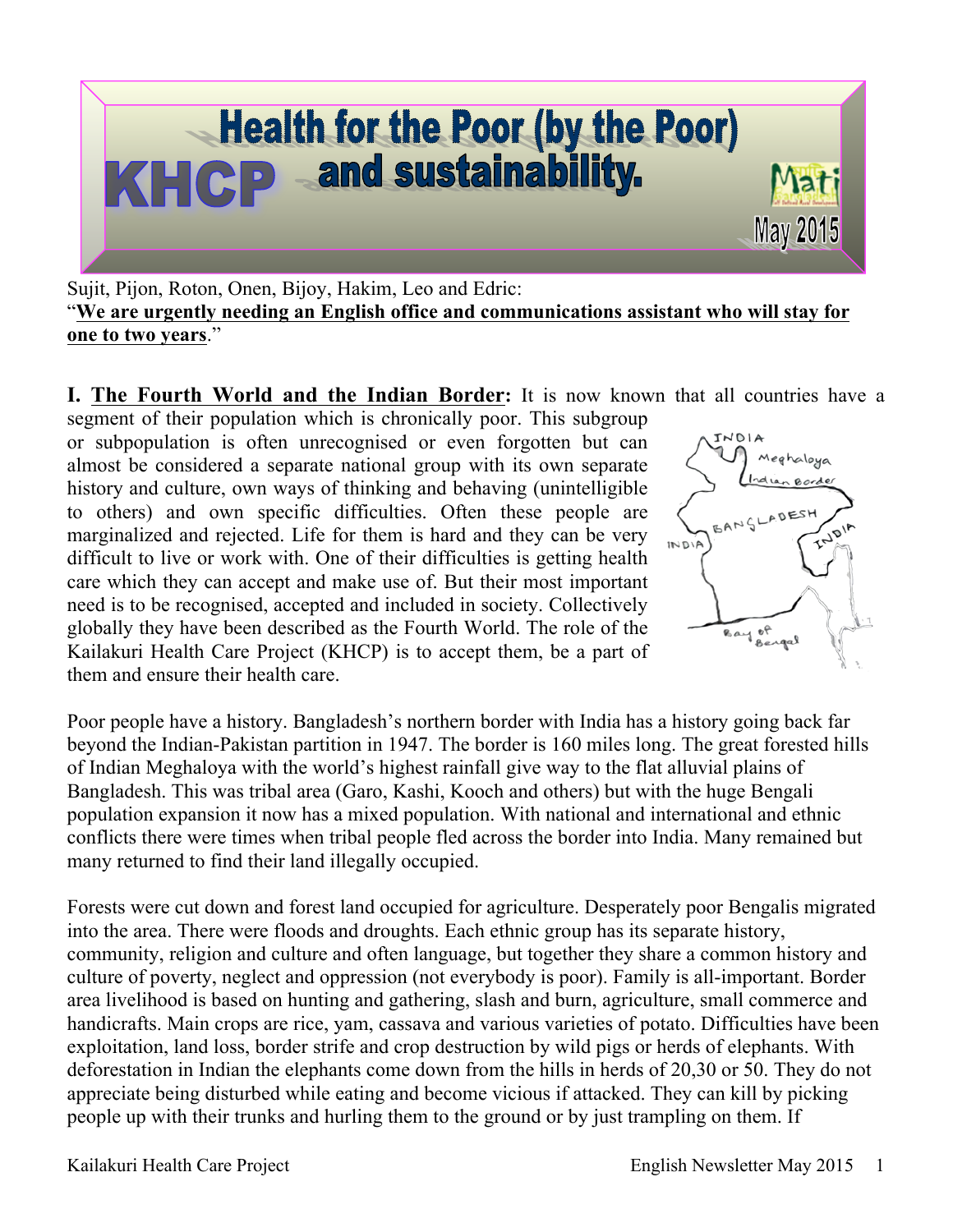# Health for the Poor (by the Poor) and sustainability.

**KHCP**

Mati

May 2015

Sujit, Pijon, Roton, Onen, Bijoy, Hakim, Leo and Edric:
"**We are urgently needing an English office and communications assistant who will stay for one to two years**."

## I. The Fourth World and the Indian Border:

It is now known that all countries have a segment of their population which is chronically poor. This subgroup or subpopulation is often unrecognised or even forgotten but can almost be considered a separate national group with its own separate history and culture, own ways of thinking and behaving (unintelligible to others) and own specific difficulties. Often these people are marginalized and rejected. Life for them is hard and they can be very difficult to live or work with. One of their difficulties is getting health care which they can accept and make use of. But their most important need is to be recognised, accepted and included in society. Collectively globally they have been described as the Fourth World. The role of the Kailakuri Health Care Project (KHCP) is to accept them, be a part of them and ensure their health care.

Poor people have a history. Bangladesh's northern border with India has a history going back far beyond the Indian-Pakistan partition in 1947. The border is 160 miles long. The great forested hills of Indian Meghaloya with the world's highest rainfall give way to the flat alluvial plains of Bangladesh. This was tribal area (Garo, Kashi, Kooch and others) but with the huge Bengali population expansion it now has a mixed population. With national and international and ethnic conflicts there were times when tribal people fled across the border into India. Many remained but many returned to find their land illegally occupied.

Forests were cut down and forest land occupied for agriculture. Desperately poor Bengalis migrated into the area. There were floods and droughts. Each ethnic group has its separate history, community, religion and culture and often language, but together they share a common history and culture of poverty, neglect and oppression (not everybody is poor). Family is all-important. Border area livelihood is based on hunting and gathering, slash and burn, agriculture, small commerce and handicrafts. Main crops are rice, yam, cassava and various varieties of potato. Difficulties have been exploitation, land loss, border strife and crop destruction by wild pigs or herds of elephants. With deforestation in Indian the elephants come down from the hills in herds of 20,30 or 50. They do not appreciate being disturbed while eating and become vicious if attacked. They can kill by picking people up with their trunks and hurling them to the ground or by just trampling on them. If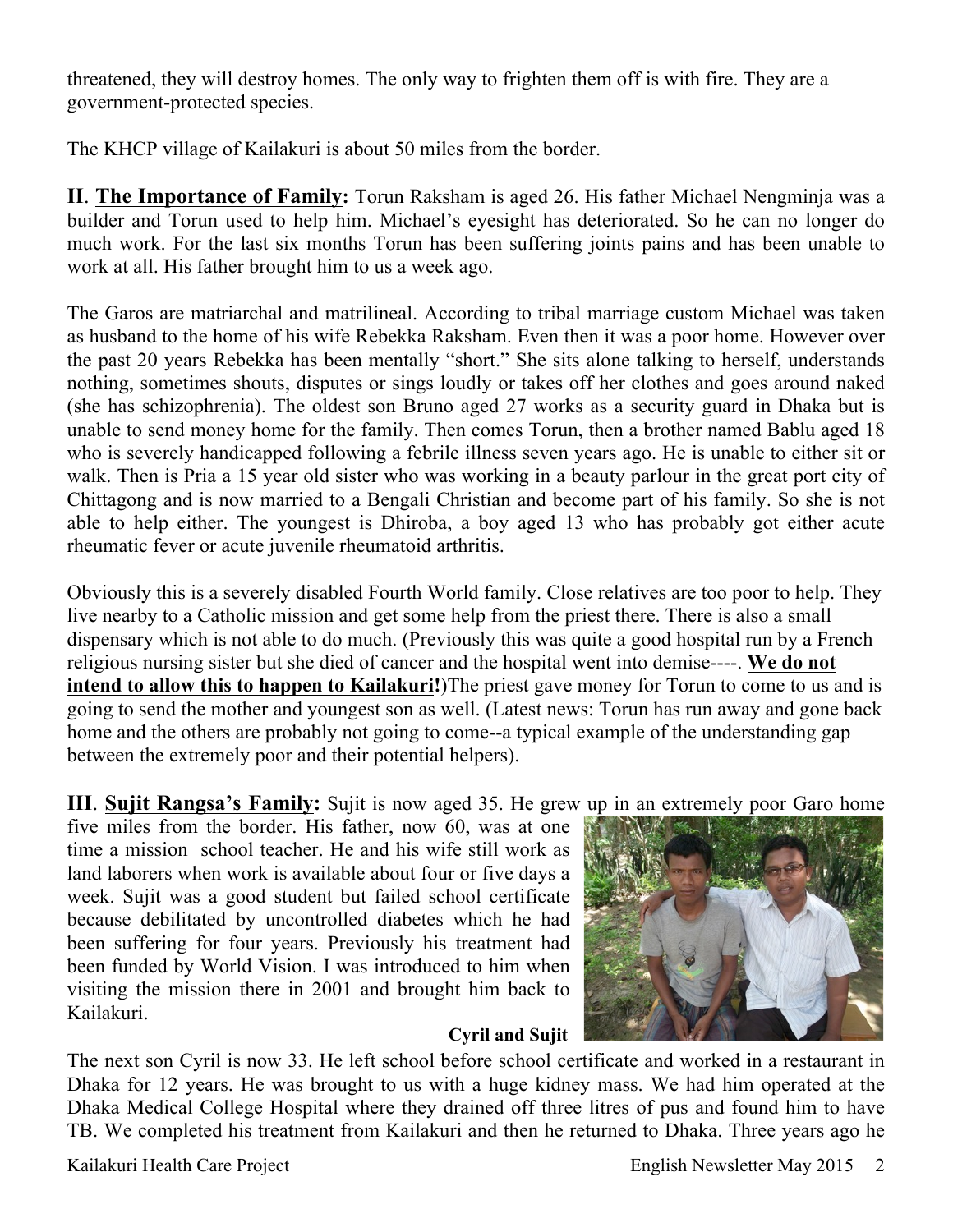threatened, they will destroy homes. The only way to frighten them off is with fire. They are a government-protected species.

The KHCP village of Kailakuri is about 50 miles from the border.

**II**. **The Importance of Family:** Torun Raksham is aged 26. His father Michael Nengminja was a builder and Torun used to help him. Michael's eyesight has deteriorated. So he can no longer do much work. For the last six months Torun has been suffering joints pains and has been unable to work at all. His father brought him to us a week ago.

The Garos are matriarchal and matrilineal. According to tribal marriage custom Michael was taken as husband to the home of his wife Rebekka Raksham. Even then it was a poor home. However over the past 20 years Rebekka has been mentally "short." She sits alone talking to herself, understands nothing, sometimes shouts, disputes or sings loudly or takes off her clothes and goes around naked (she has schizophrenia). The oldest son Bruno aged 27 works as a security guard in Dhaka but is unable to send money home for the family. Then comes Torun, then a brother named Bablu aged 18 who is severely handicapped following a febrile illness seven years ago. He is unable to either sit or walk. Then is Pria a 15 year old sister who was working in a beauty parlour in the great port city of Chittagong and is now married to a Bengali Christian and become part of his family. So she is not able to help either. The youngest is Dhiroba, a boy aged 13 who has probably got either acute rheumatic fever or acute juvenile rheumatoid arthritis.

Obviously this is a severely disabled Fourth World family. Close relatives are too poor to help. They live nearby to a Catholic mission and get some help from the priest there. There is also a small dispensary which is not able to do much. (Previously this was quite a good hospital run by a French religious nursing sister but she died of cancer and the hospital went into demise----. **We do not intend to allow this to happen to Kailakuri!**)The priest gave money for Torun to come to us and is going to send the mother and youngest son as well. (Latest news: Torun has run away and gone back home and the others are probably not going to come--a typical example of the understanding gap between the extremely poor and their potential helpers).

**III**. **Sujit Rangsa's Family:** Sujit is now aged 35. He grew up in an extremely poor Garo home five miles from the border. His father, now 60, was at one time a mission school teacher. He and his wife still work as land laborers when work is available about four or five days a week. Sujit was a good student but failed school certificate because debilitated by uncontrolled diabetes which he had been suffering for four years. Previously his treatment had been funded by World Vision. I was introduced to him when visiting the mission there in 2001 and brought him back to Kailakuri.

**Cyril and Sujit**

The next son Cyril is now 33. He left school before school certificate and worked in a restaurant in Dhaka for 12 years. He was brought to us with a huge kidney mass. We had him operated at the Dhaka Medical College Hospital where they drained off three litres of pus and found him to have TB. We completed his treatment from Kailakuri and then he returned to Dhaka. Three years ago he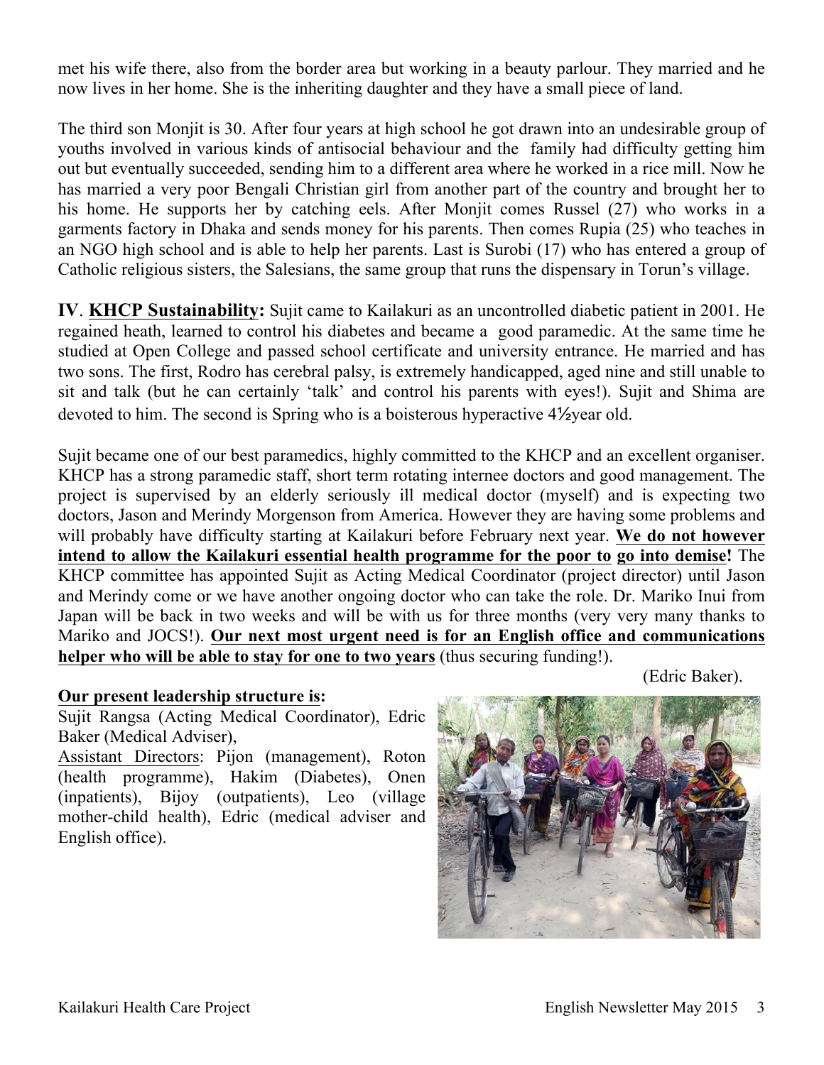met his wife there, also from the border area but working in a beauty parlour. They married and he now lives in her home. She is the inheriting daughter and they have a small piece of land.

The third son Monjit is 30. After four years at high school he got drawn into an undesirable group of youths involved in various kinds of antisocial behaviour and the family had difficulty getting him out but eventually succeeded, sending him to a different area where he worked in a rice mill. Now he has married a very poor Bengali Christian girl from another part of the country and brought her to his home. He supports her by catching eels. After Monjit comes Russel (27) who works in a garments factory in Dhaka and sends money for his parents. Then comes Rupia (25) who teaches in an NGO high school and is able to help her parents. Last is Surobi (17) who has entered a group of Catholic religious sisters, the Salesians, the same group that runs the dispensary in Torun's village.

**IV**. **KHCP Sustainability:** Sujit came to Kailakuri as an uncontrolled diabetic patient in 2001. He regained heath, learned to control his diabetes and became a good paramedic. At the same time he studied at Open College and passed school certificate and university entrance. He married and has two sons. The first, Rodro has cerebral palsy, is extremely handicapped, aged nine and still unable to sit and talk (but he can certainly 'talk' and control his parents with eyes!). Sujit and Shima are devoted to him. The second is Spring who is a boisterous hyperactive 4½year old.

Sujit became one of our best paramedics, highly committed to the KHCP and an excellent organiser. KHCP has a strong paramedic staff, short term rotating internee doctors and good management. The project is supervised by an elderly seriously ill medical doctor (myself) and is expecting two doctors, Jason and Merindy Morgenson from America. However they are having some problems and will probably have difficulty starting at Kailakuri before February next year. **We do not however intend to allow the Kailakuri essential health programme for the poor to go into demise!** The KHCP committee has appointed Sujit as Acting Medical Coordinator (project director) until Jason and Merindy come or we have another ongoing doctor who can take the role. Dr. Mariko Inui from Japan will be back in two weeks and will be with us for three months (very very many thanks to Mariko and JOCS!). **Our next most urgent need is for an English office and communications helper who will be able to stay for one to two years** (thus securing funding!).

(Edric Baker).

**Our present leadership structure is:**

Sujit Rangsa (Acting Medical Coordinator), Edric Baker (Medical Adviser),

Assistant Directors: Pijon (management), Roton (health programme), Hakim (Diabetes), Onen (inpatients), Bijoy (outpatients), Leo (village mother-child health), Edric (medical adviser and English office).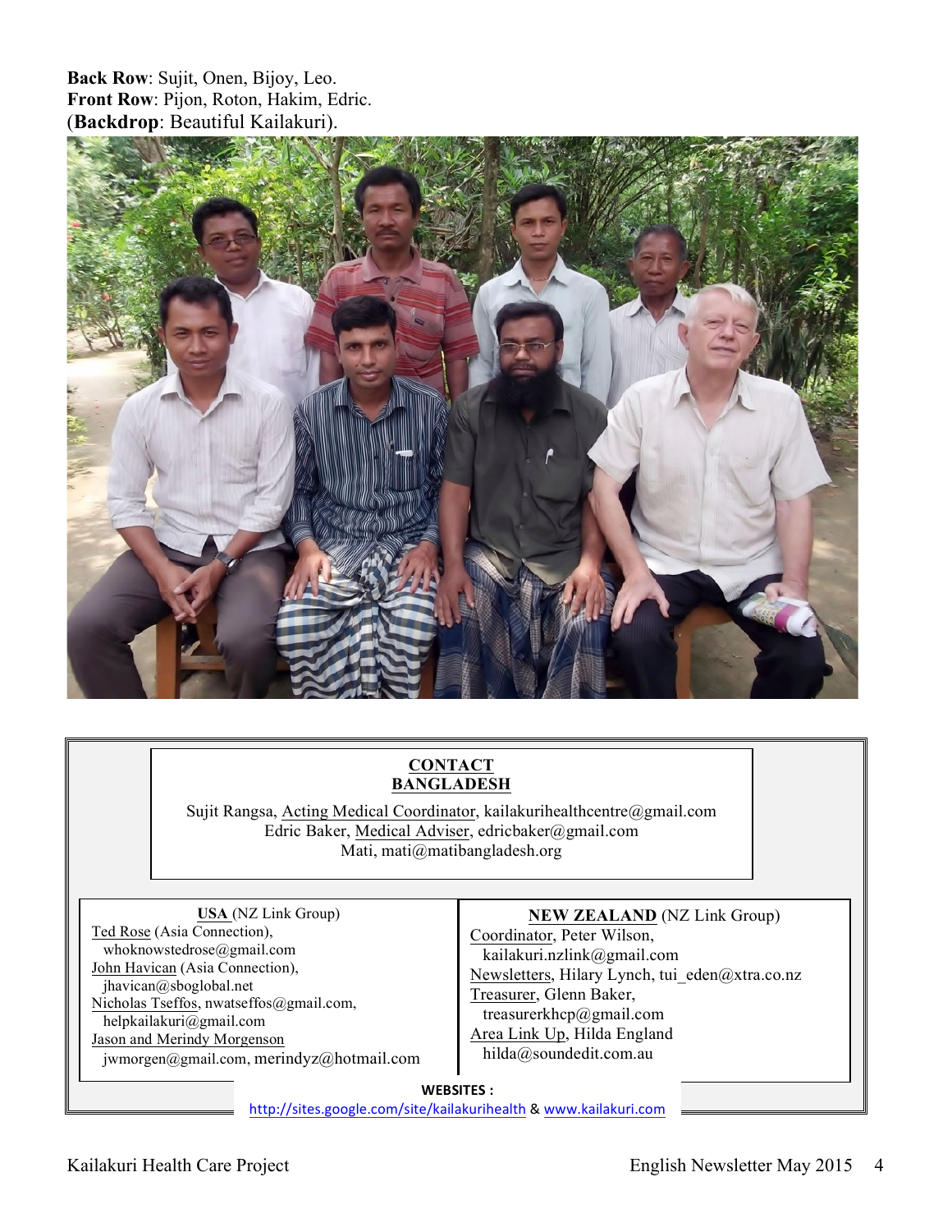**Back Row**: Sujit, Onen, Bijoy, Leo.
**Front Row**: Pijon, Roton, Hakim, Edric.
(**Backdrop**: Beautiful Kailakuri).

## CONTACT BANGLADESH

Sujit Rangsa, Acting Medical Coordinator, kailakurihealthcentre@gmail.com
Edric Baker, Medical Adviser, edricbaker@gmail.com
Mati, mati@matibangladesh.org

**USA** (NZ Link Group)

Ted Rose (Asia Connection), whoknowstedrose@gmail.com
John Havican (Asia Connection), jhavican@sboglobal.net
Nicholas Tseffos, nwatseffos@gmail.com, helpkailakuri@gmail.com
Jason and Merindy Morgenson jwmorgen@gmail.com, merindyz@hotmail.com

**NEW ZEALAND** (NZ Link Group)

Coordinator, Peter Wilson, kailakuri.nzlink@gmail.com
Newsletters, Hilary Lynch, tui_eden@xtra.co.nz
Treasurer, Glenn Baker, treasurerkhcp@gmail.com
Area Link Up, Hilda England hilda@soundedit.com.au

**WEBSITES :**
http://sites.google.com/site/kailakurihealth & www.kailakuri.com